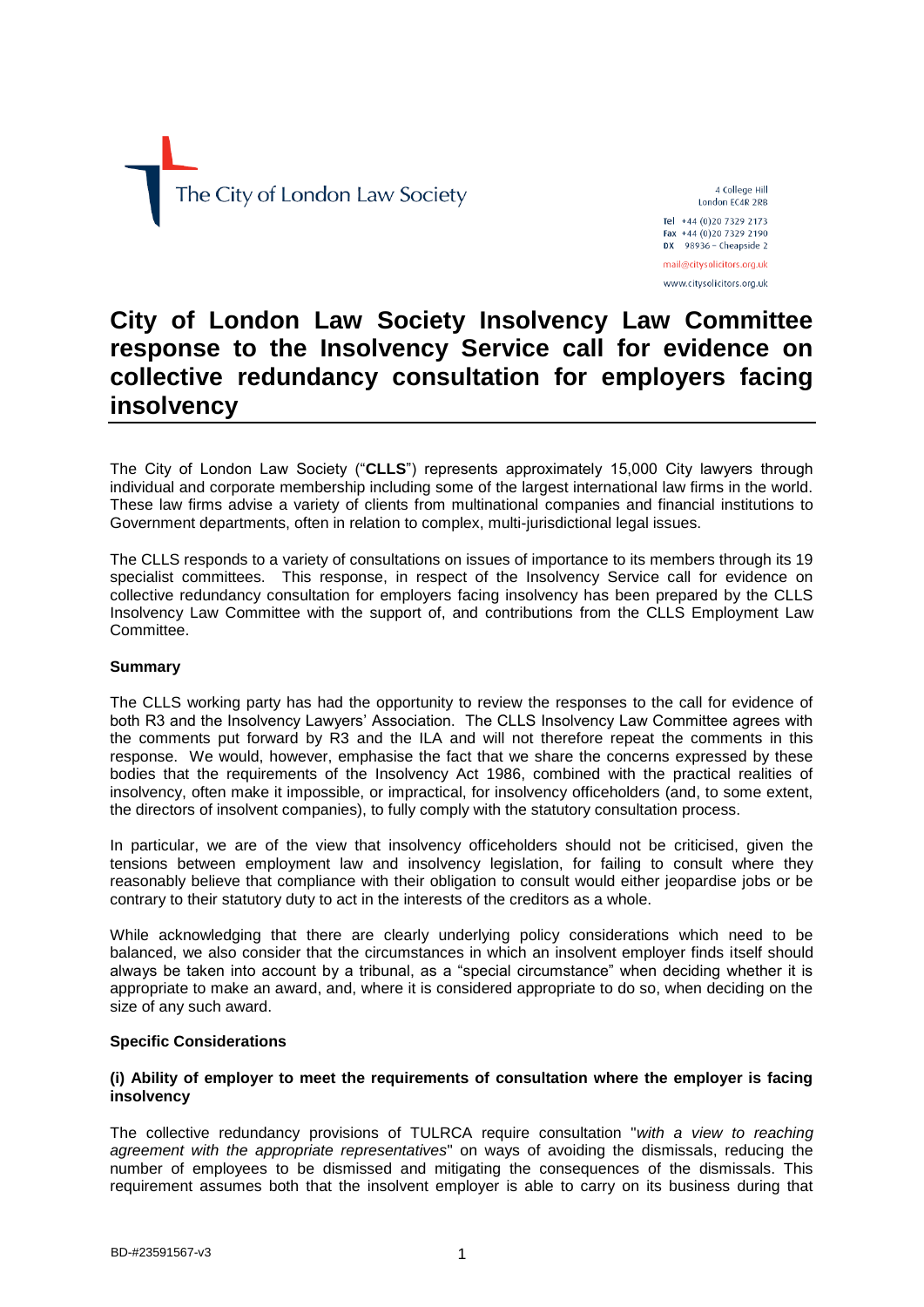The City of London Law Society

4 College Hill
London EC4R 2RB

Tel +44 (0)20 7329 2173
Fax +44 (0)20 7329 2190
DX 98936 – Cheapside 2

mail@citysolicitors.org.uk
www.citysolicitors.org.uk

# City of London Law Society Insolvency Law Committee response to the Insolvency Service call for evidence on collective redundancy consultation for employers facing insolvency

The City of London Law Society ("**CLLS**") represents approximately 15,000 City lawyers through individual and corporate membership including some of the largest international law firms in the world. These law firms advise a variety of clients from multinational companies and financial institutions to Government departments, often in relation to complex, multi-jurisdictional legal issues.

The CLLS responds to a variety of consultations on issues of importance to its members through its 19 specialist committees. This response, in respect of the Insolvency Service call for evidence on collective redundancy consultation for employers facing insolvency has been prepared by the CLLS Insolvency Law Committee with the support of, and contributions from the CLLS Employment Law Committee.

**Summary**

The CLLS working party has had the opportunity to review the responses to the call for evidence of both R3 and the Insolvency Lawyers' Association. The CLLS Insolvency Law Committee agrees with the comments put forward by R3 and the ILA and will not therefore repeat the comments in this response. We would, however, emphasise the fact that we share the concerns expressed by these bodies that the requirements of the Insolvency Act 1986, combined with the practical realities of insolvency, often make it impossible, or impractical, for insolvency officeholders (and, to some extent, the directors of insolvent companies), to fully comply with the statutory consultation process.

In particular, we are of the view that insolvency officeholders should not be criticised, given the tensions between employment law and insolvency legislation, for failing to consult where they reasonably believe that compliance with their obligation to consult would either jeopardise jobs or be contrary to their statutory duty to act in the interests of the creditors as a whole.

While acknowledging that there are clearly underlying policy considerations which need to be balanced, we also consider that the circumstances in which an insolvent employer finds itself should always be taken into account by a tribunal, as a "special circumstance" when deciding whether it is appropriate to make an award, and, where it is considered appropriate to do so, when deciding on the size of any such award.

**Specific Considerations**

**(i) Ability of employer to meet the requirements of consultation where the employer is facing insolvency**

The collective redundancy provisions of TULRCA require consultation "*with a view to reaching agreement with the appropriate representatives*" on ways of avoiding the dismissals, reducing the number of employees to be dismissed and mitigating the consequences of the dismissals. This requirement assumes both that the insolvent employer is able to carry on its business during that

BD-#23591567-v3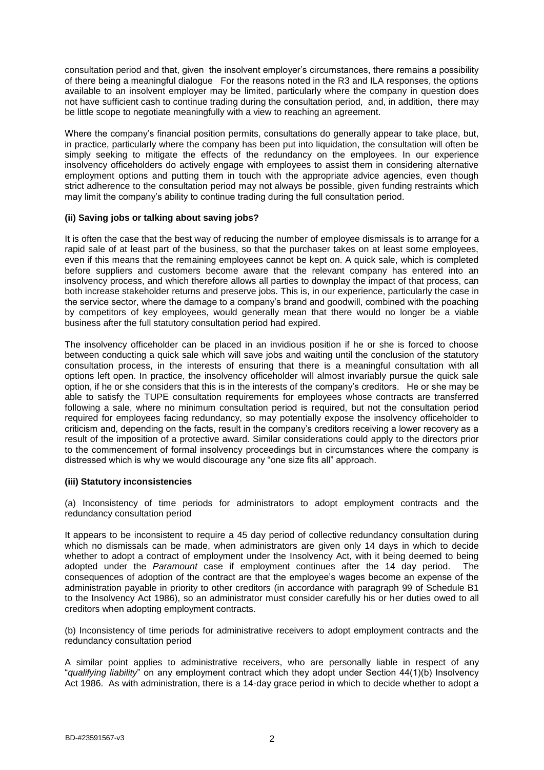consultation period and that, given the insolvent employer's circumstances, there remains a possibility of there being a meaningful dialogue For the reasons noted in the R3 and ILA responses, the options available to an insolvent employer may be limited, particularly where the company in question does not have sufficient cash to continue trading during the consultation period, and, in addition, there may be little scope to negotiate meaningfully with a view to reaching an agreement.

Where the company's financial position permits, consultations do generally appear to take place, but, in practice, particularly where the company has been put into liquidation, the consultation will often be simply seeking to mitigate the effects of the redundancy on the employees. In our experience insolvency officeholders do actively engage with employees to assist them in considering alternative employment options and putting them in touch with the appropriate advice agencies, even though strict adherence to the consultation period may not always be possible, given funding restraints which may limit the company's ability to continue trading during the full consultation period.

**(ii) Saving jobs or talking about saving jobs?**

It is often the case that the best way of reducing the number of employee dismissals is to arrange for a rapid sale of at least part of the business, so that the purchaser takes on at least some employees, even if this means that the remaining employees cannot be kept on. A quick sale, which is completed before suppliers and customers become aware that the relevant company has entered into an insolvency process, and which therefore allows all parties to downplay the impact of that process, can both increase stakeholder returns and preserve jobs. This is, in our experience, particularly the case in the service sector, where the damage to a company's brand and goodwill, combined with the poaching by competitors of key employees, would generally mean that there would no longer be a viable business after the full statutory consultation period had expired.

The insolvency officeholder can be placed in an invidious position if he or she is forced to choose between conducting a quick sale which will save jobs and waiting until the conclusion of the statutory consultation process, in the interests of ensuring that there is a meaningful consultation with all options left open. In practice, the insolvency officeholder will almost invariably pursue the quick sale option, if he or she considers that this is in the interests of the company's creditors. He or she may be able to satisfy the TUPE consultation requirements for employees whose contracts are transferred following a sale, where no minimum consultation period is required, but not the consultation period required for employees facing redundancy, so may potentially expose the insolvency officeholder to criticism and, depending on the facts, result in the company's creditors receiving a lower recovery as a result of the imposition of a protective award. Similar considerations could apply to the directors prior to the commencement of formal insolvency proceedings but in circumstances where the company is distressed which is why we would discourage any "one size fits all" approach.

**(iii) Statutory inconsistencies**

(a) Inconsistency of time periods for administrators to adopt employment contracts and the redundancy consultation period

It appears to be inconsistent to require a 45 day period of collective redundancy consultation during which no dismissals can be made, when administrators are given only 14 days in which to decide whether to adopt a contract of employment under the Insolvency Act, with it being deemed to being adopted under the *Paramount* case if employment continues after the 14 day period. The consequences of adoption of the contract are that the employee's wages become an expense of the administration payable in priority to other creditors (in accordance with paragraph 99 of Schedule B1 to the Insolvency Act 1986), so an administrator must consider carefully his or her duties owed to all creditors when adopting employment contracts.

(b) Inconsistency of time periods for administrative receivers to adopt employment contracts and the redundancy consultation period

A similar point applies to administrative receivers, who are personally liable in respect of any "*qualifying liability*" on any employment contract which they adopt under Section 44(1)(b) Insolvency Act 1986. As with administration, there is a 14-day grace period in which to decide whether to adopt a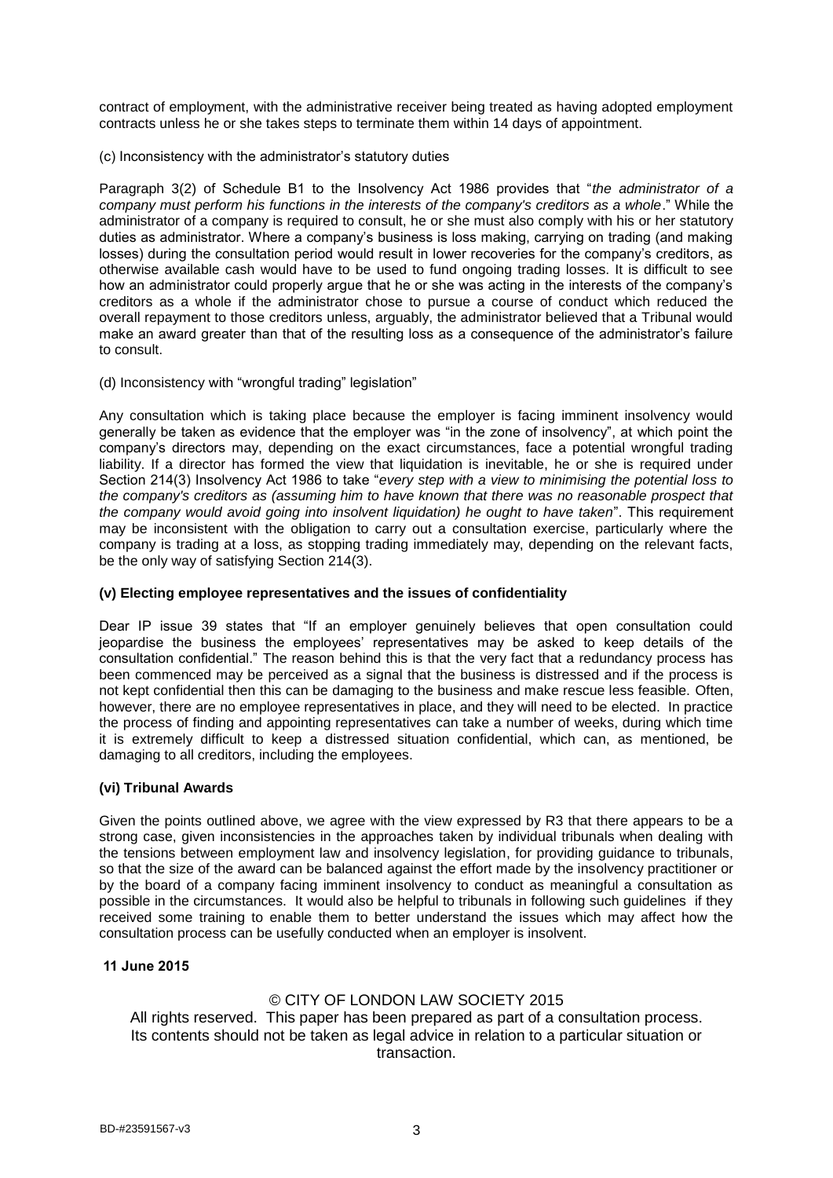contract of employment, with the administrative receiver being treated as having adopted employment contracts unless he or she takes steps to terminate them within 14 days of appointment.

(c) Inconsistency with the administrator's statutory duties

Paragraph 3(2) of Schedule B1 to the Insolvency Act 1986 provides that "*the administrator of a company must perform his functions in the interests of the company's creditors as a whole*." While the administrator of a company is required to consult, he or she must also comply with his or her statutory duties as administrator. Where a company's business is loss making, carrying on trading (and making losses) during the consultation period would result in lower recoveries for the company's creditors, as otherwise available cash would have to be used to fund ongoing trading losses. It is difficult to see how an administrator could properly argue that he or she was acting in the interests of the company's creditors as a whole if the administrator chose to pursue a course of conduct which reduced the overall repayment to those creditors unless, arguably, the administrator believed that a Tribunal would make an award greater than that of the resulting loss as a consequence of the administrator's failure to consult.

(d) Inconsistency with "wrongful trading" legislation"

Any consultation which is taking place because the employer is facing imminent insolvency would generally be taken as evidence that the employer was "in the zone of insolvency", at which point the company's directors may, depending on the exact circumstances, face a potential wrongful trading liability. If a director has formed the view that liquidation is inevitable, he or she is required under Section 214(3) Insolvency Act 1986 to take "*every step with a view to minimising the potential loss to the company's creditors as (assuming him to have known that there was no reasonable prospect that the company would avoid going into insolvent liquidation) he ought to have taken*". This requirement may be inconsistent with the obligation to carry out a consultation exercise, particularly where the company is trading at a loss, as stopping trading immediately may, depending on the relevant facts, be the only way of satisfying Section 214(3).

**(v) Electing employee representatives and the issues of confidentiality**

Dear IP issue 39 states that "If an employer genuinely believes that open consultation could jeopardise the business the employees' representatives may be asked to keep details of the consultation confidential." The reason behind this is that the very fact that a redundancy process has been commenced may be perceived as a signal that the business is distressed and if the process is not kept confidential then this can be damaging to the business and make rescue less feasible. Often, however, there are no employee representatives in place, and they will need to be elected. In practice the process of finding and appointing representatives can take a number of weeks, during which time it is extremely difficult to keep a distressed situation confidential, which can, as mentioned, be damaging to all creditors, including the employees.

**(vi) Tribunal Awards**

Given the points outlined above, we agree with the view expressed by R3 that there appears to be a strong case, given inconsistencies in the approaches taken by individual tribunals when dealing with the tensions between employment law and insolvency legislation, for providing guidance to tribunals, so that the size of the award can be balanced against the effort made by the insolvency practitioner or by the board of a company facing imminent insolvency to conduct as meaningful a consultation as possible in the circumstances. It would also be helpful to tribunals in following such guidelines if they received some training to enable them to better understand the issues which may affect how the consultation process can be usefully conducted when an employer is insolvent.

**11 June 2015**

© CITY OF LONDON LAW SOCIETY 2015
All rights reserved. This paper has been prepared as part of a consultation process. Its contents should not be taken as legal advice in relation to a particular situation or transaction.

BD-#23591567-v3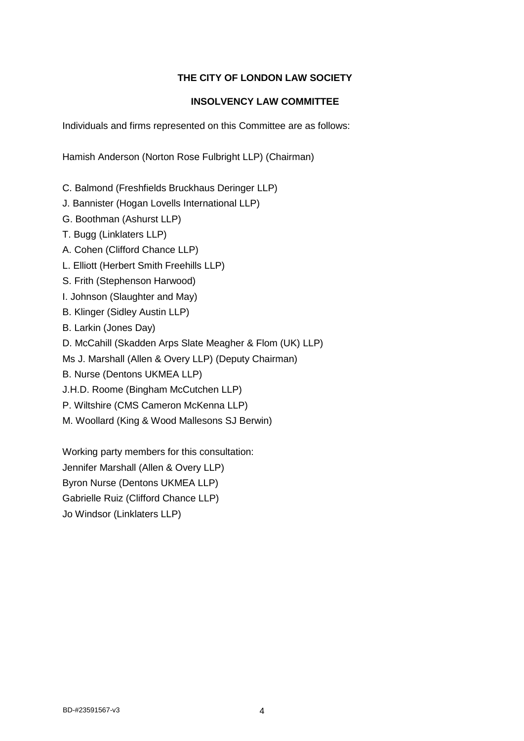**THE CITY OF LONDON LAW SOCIETY**

**INSOLVENCY LAW COMMITTEE**

Individuals and firms represented on this Committee are as follows:

Hamish Anderson (Norton Rose Fulbright LLP) (Chairman)

C. Balmond (Freshfields Bruckhaus Deringer LLP)
J. Bannister (Hogan Lovells International LLP)
G. Boothman (Ashurst LLP)
T. Bugg (Linklaters LLP)
A. Cohen (Clifford Chance LLP)
L. Elliott (Herbert Smith Freehills LLP)
S. Frith (Stephenson Harwood)
I. Johnson (Slaughter and May)
B. Klinger (Sidley Austin LLP)
B. Larkin (Jones Day)
D. McCahill (Skadden Arps Slate Meagher & Flom (UK) LLP)
Ms J. Marshall (Allen & Overy LLP) (Deputy Chairman)
B. Nurse (Dentons UKMEA LLP)
J.H.D. Roome (Bingham McCutchen LLP)
P. Wiltshire (CMS Cameron McKenna LLP)
M. Woollard (King & Wood Mallesons SJ Berwin)

Working party members for this consultation:
Jennifer Marshall (Allen & Overy LLP)
Byron Nurse (Dentons UKMEA LLP)
Gabrielle Ruiz (Clifford Chance LLP)
Jo Windsor (Linklaters LLP)

BD-#23591567-v3